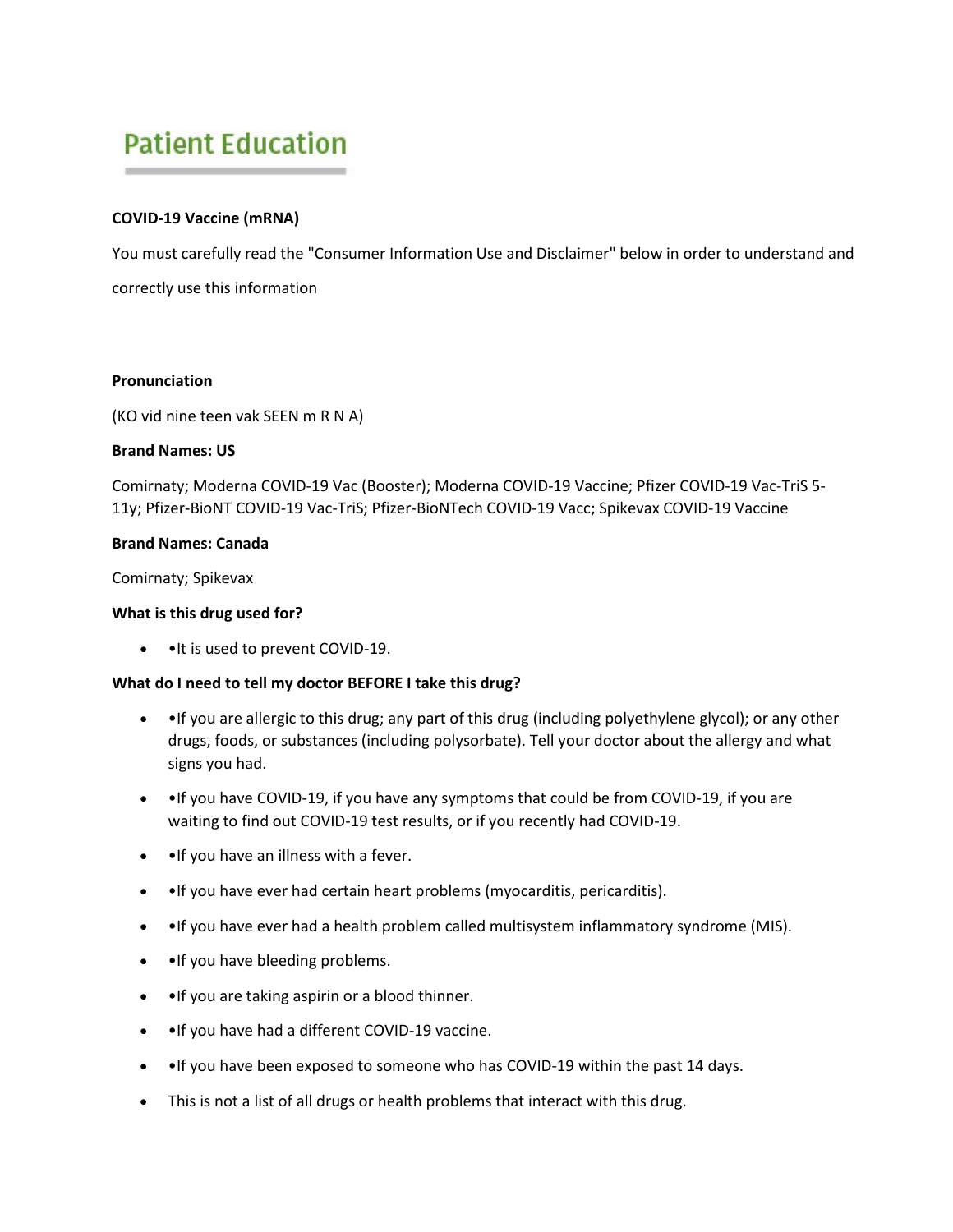# Patient Education

**COVID-19 Vaccine (mRNA)**

You must carefully read the "Consumer Information Use and Disclaimer" below in order to understand and correctly use this information

**Pronunciation**

(KO vid nine teen vak SEEN m R N A)

**Brand Names: US**

Comirnaty; Moderna COVID-19 Vac (Booster); Moderna COVID-19 Vaccine; Pfizer COVID-19 Vac-TriS 5-11y; Pfizer-BioNT COVID-19 Vac-TriS; Pfizer-BioNTech COVID-19 Vacc; Spikevax COVID-19 Vaccine

**Brand Names: Canada**

Comirnaty; Spikevax

**What is this drug used for?**

- •It is used to prevent COVID-19.

**What do I need to tell my doctor BEFORE I take this drug?**

- •If you are allergic to this drug; any part of this drug (including polyethylene glycol); or any other drugs, foods, or substances (including polysorbate). Tell your doctor about the allergy and what signs you had.
- •If you have COVID-19, if you have any symptoms that could be from COVID-19, if you are waiting to find out COVID-19 test results, or if you recently had COVID-19.
- •If you have an illness with a fever.
- •If you have ever had certain heart problems (myocarditis, pericarditis).
- •If you have ever had a health problem called multisystem inflammatory syndrome (MIS).
- •If you have bleeding problems.
- •If you are taking aspirin or a blood thinner.
- •If you have had a different COVID-19 vaccine.
- •If you have been exposed to someone who has COVID-19 within the past 14 days.
- This is not a list of all drugs or health problems that interact with this drug.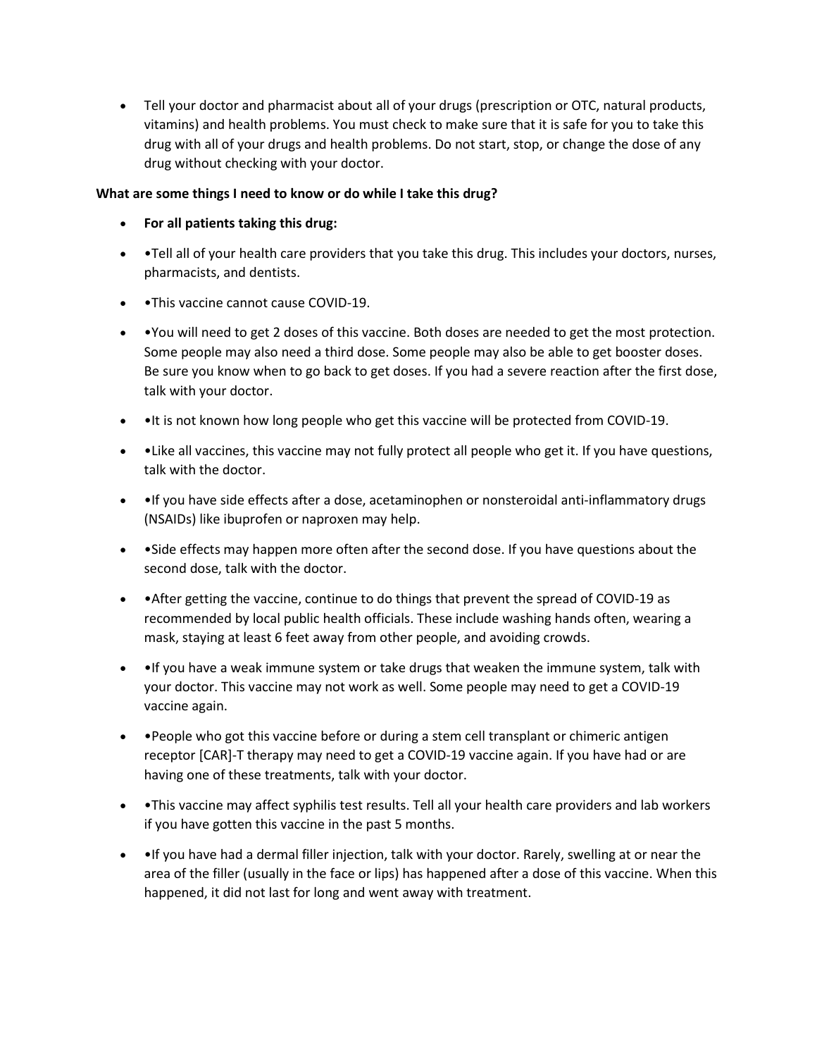- Tell your doctor and pharmacist about all of your drugs (prescription or OTC, natural products, vitamins) and health problems. You must check to make sure that it is safe for you to take this drug with all of your drugs and health problems. Do not start, stop, or change the dose of any drug without checking with your doctor.

**What are some things I need to know or do while I take this drug?**

- **For all patients taking this drug:**
- •Tell all of your health care providers that you take this drug. This includes your doctors, nurses, pharmacists, and dentists.
- •This vaccine cannot cause COVID-19.
- •You will need to get 2 doses of this vaccine. Both doses are needed to get the most protection. Some people may also need a third dose. Some people may also be able to get booster doses. Be sure you know when to go back to get doses. If you had a severe reaction after the first dose, talk with your doctor.
- •It is not known how long people who get this vaccine will be protected from COVID-19.
- •Like all vaccines, this vaccine may not fully protect all people who get it. If you have questions, talk with the doctor.
- •If you have side effects after a dose, acetaminophen or nonsteroidal anti-inflammatory drugs (NSAIDs) like ibuprofen or naproxen may help.
- •Side effects may happen more often after the second dose. If you have questions about the second dose, talk with the doctor.
- •After getting the vaccine, continue to do things that prevent the spread of COVID-19 as recommended by local public health officials. These include washing hands often, wearing a mask, staying at least 6 feet away from other people, and avoiding crowds.
- •If you have a weak immune system or take drugs that weaken the immune system, talk with your doctor. This vaccine may not work as well. Some people may need to get a COVID-19 vaccine again.
- •People who got this vaccine before or during a stem cell transplant or chimeric antigen receptor [CAR]-T therapy may need to get a COVID-19 vaccine again. If you have had or are having one of these treatments, talk with your doctor.
- •This vaccine may affect syphilis test results. Tell all your health care providers and lab workers if you have gotten this vaccine in the past 5 months.
- •If you have had a dermal filler injection, talk with your doctor. Rarely, swelling at or near the area of the filler (usually in the face or lips) has happened after a dose of this vaccine. When this happened, it did not last for long and went away with treatment.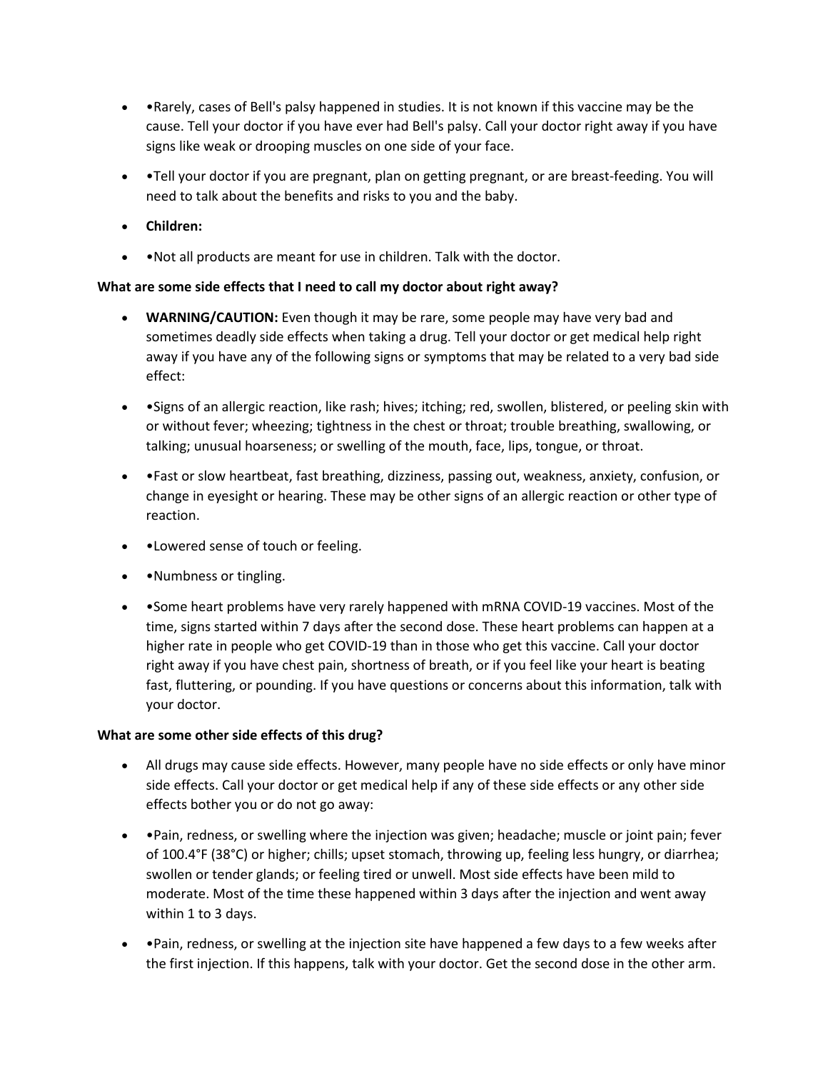- •Rarely, cases of Bell's palsy happened in studies. It is not known if this vaccine may be the cause. Tell your doctor if you have ever had Bell's palsy. Call your doctor right away if you have signs like weak or drooping muscles on one side of your face.
- •Tell your doctor if you are pregnant, plan on getting pregnant, or are breast-feeding. You will need to talk about the benefits and risks to you and the baby.
- **Children:**
- •Not all products are meant for use in children. Talk with the doctor.

**What are some side effects that I need to call my doctor about right away?**

- **WARNING/CAUTION:** Even though it may be rare, some people may have very bad and sometimes deadly side effects when taking a drug. Tell your doctor or get medical help right away if you have any of the following signs or symptoms that may be related to a very bad side effect:
- •Signs of an allergic reaction, like rash; hives; itching; red, swollen, blistered, or peeling skin with or without fever; wheezing; tightness in the chest or throat; trouble breathing, swallowing, or talking; unusual hoarseness; or swelling of the mouth, face, lips, tongue, or throat.
- •Fast or slow heartbeat, fast breathing, dizziness, passing out, weakness, anxiety, confusion, or change in eyesight or hearing. These may be other signs of an allergic reaction or other type of reaction.
- •Lowered sense of touch or feeling.
- •Numbness or tingling.
- •Some heart problems have very rarely happened with mRNA COVID-19 vaccines. Most of the time, signs started within 7 days after the second dose. These heart problems can happen at a higher rate in people who get COVID-19 than in those who get this vaccine. Call your doctor right away if you have chest pain, shortness of breath, or if you feel like your heart is beating fast, fluttering, or pounding. If you have questions or concerns about this information, talk with your doctor.

**What are some other side effects of this drug?**

- All drugs may cause side effects. However, many people have no side effects or only have minor side effects. Call your doctor or get medical help if any of these side effects or any other side effects bother you or do not go away:
- •Pain, redness, or swelling where the injection was given; headache; muscle or joint pain; fever of 100.4°F (38°C) or higher; chills; upset stomach, throwing up, feeling less hungry, or diarrhea; swollen or tender glands; or feeling tired or unwell. Most side effects have been mild to moderate. Most of the time these happened within 3 days after the injection and went away within 1 to 3 days.
- •Pain, redness, or swelling at the injection site have happened a few days to a few weeks after the first injection. If this happens, talk with your doctor. Get the second dose in the other arm.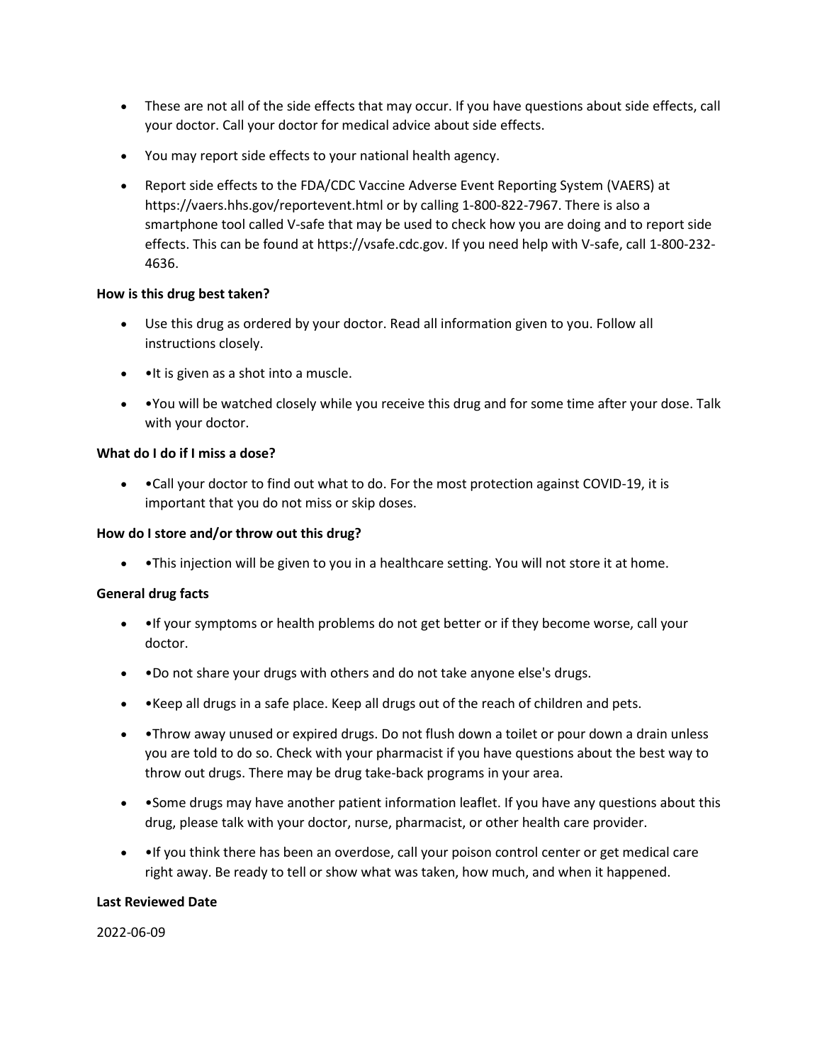- These are not all of the side effects that may occur. If you have questions about side effects, call your doctor. Call your doctor for medical advice about side effects.
- You may report side effects to your national health agency.
- Report side effects to the FDA/CDC Vaccine Adverse Event Reporting System (VAERS) at https://vaers.hhs.gov/reportevent.html or by calling 1-800-822-7967. There is also a smartphone tool called V-safe that may be used to check how you are doing and to report side effects. This can be found at https://vsafe.cdc.gov. If you need help with V-safe, call 1-800-232-4636.

**How is this drug best taken?**

- Use this drug as ordered by your doctor. Read all information given to you. Follow all instructions closely.
- •It is given as a shot into a muscle.
- •You will be watched closely while you receive this drug and for some time after your dose. Talk with your doctor.

**What do I do if I miss a dose?**

- •Call your doctor to find out what to do. For the most protection against COVID-19, it is important that you do not miss or skip doses.

**How do I store and/or throw out this drug?**

- •This injection will be given to you in a healthcare setting. You will not store it at home.

**General drug facts**

- •If your symptoms or health problems do not get better or if they become worse, call your doctor.
- •Do not share your drugs with others and do not take anyone else's drugs.
- •Keep all drugs in a safe place. Keep all drugs out of the reach of children and pets.
- •Throw away unused or expired drugs. Do not flush down a toilet or pour down a drain unless you are told to do so. Check with your pharmacist if you have questions about the best way to throw out drugs. There may be drug take-back programs in your area.
- •Some drugs may have another patient information leaflet. If you have any questions about this drug, please talk with your doctor, nurse, pharmacist, or other health care provider.
- •If you think there has been an overdose, call your poison control center or get medical care right away. Be ready to tell or show what was taken, how much, and when it happened.

**Last Reviewed Date**

2022-06-09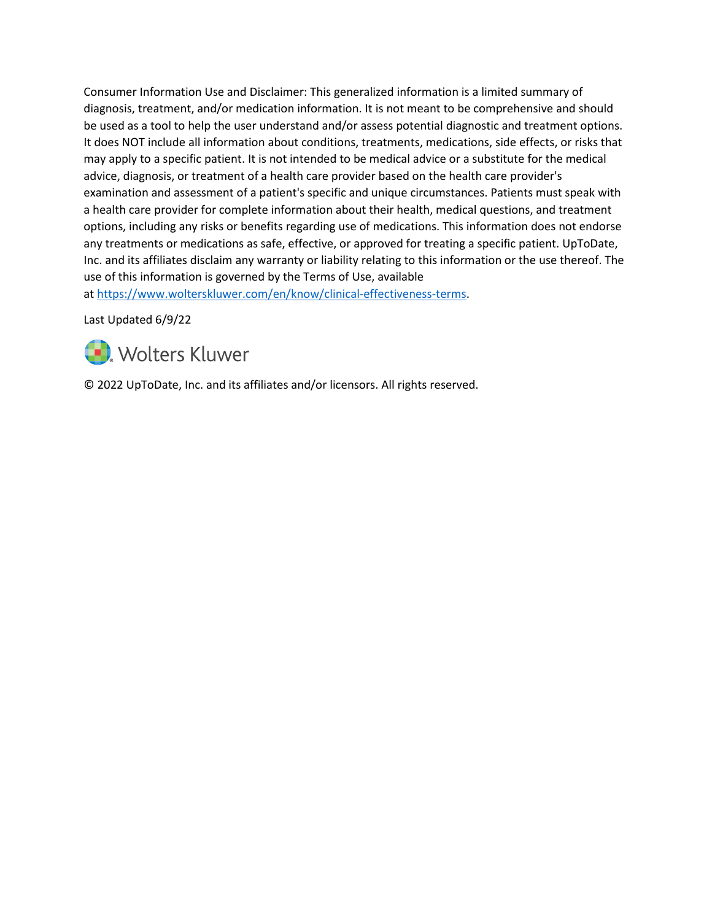Consumer Information Use and Disclaimer: This generalized information is a limited summary of diagnosis, treatment, and/or medication information. It is not meant to be comprehensive and should be used as a tool to help the user understand and/or assess potential diagnostic and treatment options. It does NOT include all information about conditions, treatments, medications, side effects, or risks that may apply to a specific patient. It is not intended to be medical advice or a substitute for the medical advice, diagnosis, or treatment of a health care provider based on the health care provider's examination and assessment of a patient's specific and unique circumstances. Patients must speak with a health care provider for complete information about their health, medical questions, and treatment options, including any risks or benefits regarding use of medications. This information does not endorse any treatments or medications as safe, effective, or approved for treating a specific patient. UpToDate, Inc. and its affiliates disclaim any warranty or liability relating to this information or the use thereof. The use of this information is governed by the Terms of Use, available at https://www.wolterskluwer.com/en/know/clinical-effectiveness-terms.

Last Updated 6/9/22

Wolters Kluwer

© 2022 UpToDate, Inc. and its affiliates and/or licensors. All rights reserved.